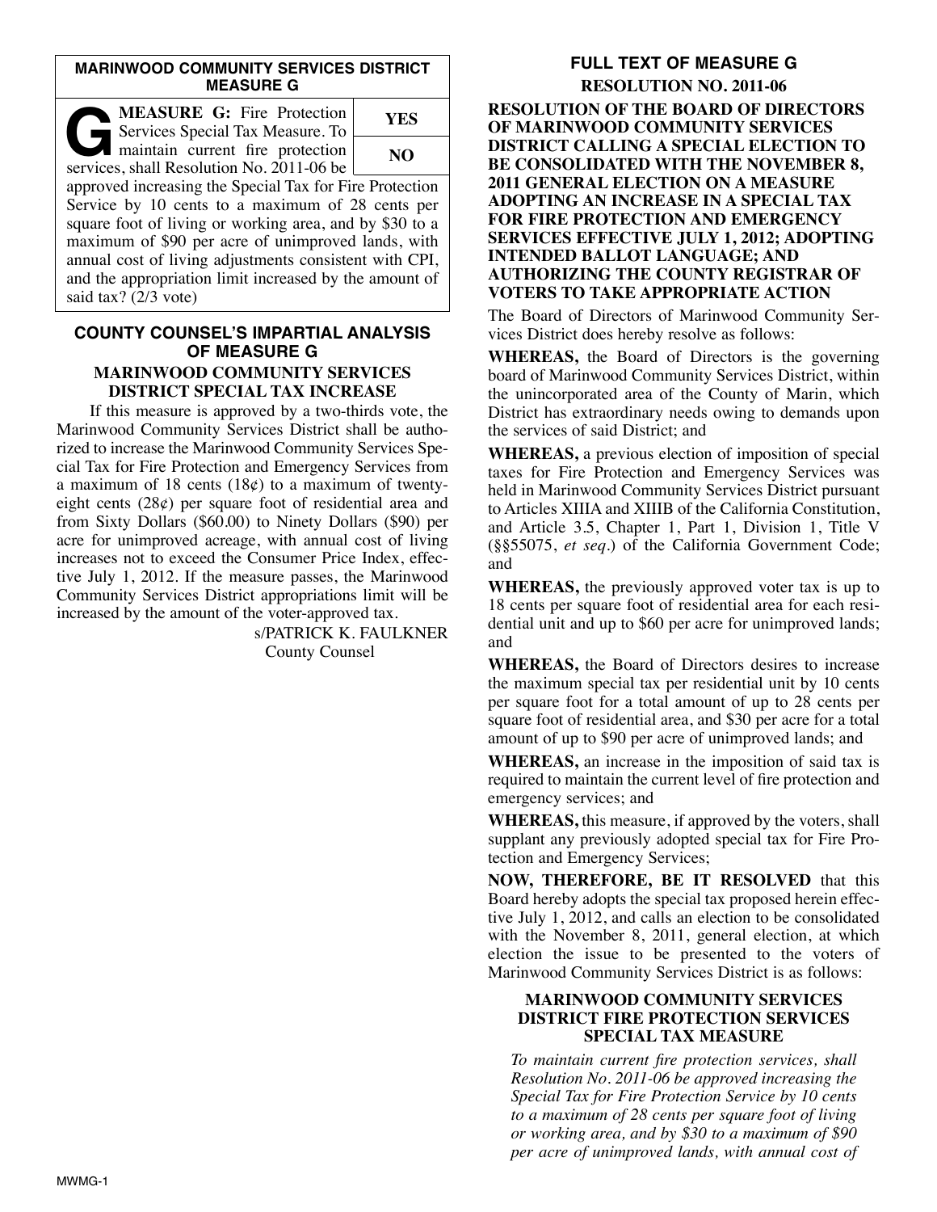## MARINWOOD COMMUNITY SERVICES DISTRICT MEASURE G

**MEASURE G:** Fire Protection Services Special Tax Measure. To maintain current fire protection services, shall Resolution No. 2011-06 be approved increasing the Special Tax for Fire Protection Service by 10 cents to a maximum of 28 cents per square foot of living or working area, and by $30 to a maximum of $90 per acre of unimproved lands, with annual cost of living adjustments consistent with CPI, and the appropriation limit increased by the amount of said tax? (2/3 vote)

| YES |
|---|
| NO |

## COUNTY COUNSEL'S IMPARTIAL ANALYSIS OF MEASURE G

### MARINWOOD COMMUNITY SERVICES DISTRICT SPECIAL TAX INCREASE

If this measure is approved by a two-thirds vote, the Marinwood Community Services District shall be authorized to increase the Marinwood Community Services Special Tax for Fire Protection and Emergency Services from a maximum of 18 cents (18¢) to a maximum of twenty-eight cents (28¢) per square foot of residential area and from Sixty Dollars ($60.00) to Ninety Dollars ($90) per acre for unimproved acreage, with annual cost of living increases not to exceed the Consumer Price Index, effective July 1, 2012. If the measure passes, the Marinwood Community Services District appropriations limit will be increased by the amount of the voter-approved tax.

s/PATRICK K. FAULKNER
County Counsel

## FULL TEXT OF MEASURE G

### RESOLUTION NO. 2011-06

**RESOLUTION OF THE BOARD OF DIRECTORS OF MARINWOOD COMMUNITY SERVICES DISTRICT CALLING A SPECIAL ELECTION TO BE CONSOLIDATED WITH THE NOVEMBER 8, 2011 GENERAL ELECTION ON A MEASURE ADOPTING AN INCREASE IN A SPECIAL TAX FOR FIRE PROTECTION AND EMERGENCY SERVICES EFFECTIVE JULY 1, 2012; ADOPTING INTENDED BALLOT LANGUAGE; AND AUTHORIZING THE COUNTY REGISTRAR OF VOTERS TO TAKE APPROPRIATE ACTION**

The Board of Directors of Marinwood Community Services District does hereby resolve as follows:

**WHEREAS,** the Board of Directors is the governing board of Marinwood Community Services District, within the unincorporated area of the County of Marin, which District has extraordinary needs owing to demands upon the services of said District; and

**WHEREAS,** a previous election of imposition of special taxes for Fire Protection and Emergency Services was held in Marinwood Community Services District pursuant to Articles XIIIA and XIIIB of the California Constitution, and Article 3.5, Chapter 1, Part 1, Division 1, Title V (§§55075, *et seq.*) of the California Government Code; and

**WHEREAS,** the previously approved voter tax is up to 18 cents per square foot of residential area for each residential unit and up to $60 per acre for unimproved lands; and

**WHEREAS,** the Board of Directors desires to increase the maximum special tax per residential unit by 10 cents per square foot for a total amount of up to 28 cents per square foot of residential area, and $30 per acre for a total amount of up to $90 per acre of unimproved lands; and

**WHEREAS,** an increase in the imposition of said tax is required to maintain the current level of fire protection and emergency services; and

**WHEREAS,** this measure, if approved by the voters, shall supplant any previously adopted special tax for Fire Protection and Emergency Services;

**NOW, THEREFORE, BE IT RESOLVED** that this Board hereby adopts the special tax proposed herein effective July 1, 2012, and calls an election to be consolidated with the November 8, 2011, general election, at which election the issue to be presented to the voters of Marinwood Community Services District is as follows:

### MARINWOOD COMMUNITY SERVICES DISTRICT FIRE PROTECTION SERVICES SPECIAL TAX MEASURE

*To maintain current fire protection services, shall Resolution No. 2011-06 be approved increasing the Special Tax for Fire Protection Service by 10 cents to a maximum of 28 cents per square foot of living or working area, and by $30 to a maximum of $90 per acre of unimproved lands, with annual cost of*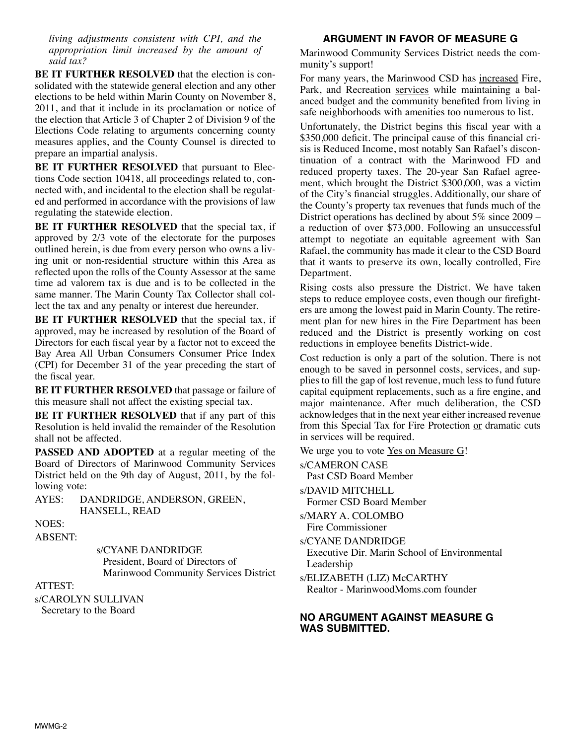*living adjustments consistent with CPI, and the appropriation limit increased by the amount of said tax?*

**BE IT FURTHER RESOLVED** that the election is consolidated with the statewide general election and any other elections to be held within Marin County on November 8, 2011, and that it include in its proclamation or notice of the election that Article 3 of Chapter 2 of Division 9 of the Elections Code relating to arguments concerning county measures applies, and the County Counsel is directed to prepare an impartial analysis.

**BE IT FURTHER RESOLVED** that pursuant to Elections Code section 10418, all proceedings related to, connected with, and incidental to the election shall be regulated and performed in accordance with the provisions of law regulating the statewide election.

**BE IT FURTHER RESOLVED** that the special tax, if approved by 2/3 vote of the electorate for the purposes outlined herein, is due from every person who owns a living unit or non-residential structure within this Area as reflected upon the rolls of the County Assessor at the same time ad valorem tax is due and is to be collected in the same manner. The Marin County Tax Collector shall collect the tax and any penalty or interest due hereunder.

**BE IT FURTHER RESOLVED** that the special tax, if approved, may be increased by resolution of the Board of Directors for each fiscal year by a factor not to exceed the Bay Area All Urban Consumers Consumer Price Index (CPI) for December 31 of the year preceding the start of the fiscal year.

**BE IT FURTHER RESOLVED** that passage or failure of this measure shall not affect the existing special tax.

**BE IT FURTHER RESOLVED** that if any part of this Resolution is held invalid the remainder of the Resolution shall not be affected.

**PASSED AND ADOPTED** at a regular meeting of the Board of Directors of Marinwood Community Services District held on the 9th day of August, 2011, by the following vote:

AYES: DANDRIDGE, ANDERSON, GREEN, HANSELL, READ

NOES:

ABSENT:

s/CYANE DANDRIDGE
President, Board of Directors of
Marinwood Community Services District

ATTEST:

s/CAROLYN SULLIVAN
Secretary to the Board

## ARGUMENT IN FAVOR OF MEASURE G

Marinwood Community Services District needs the community's support!

For many years, the Marinwood CSD has increased Fire, Park, and Recreation services while maintaining a balanced budget and the community benefited from living in safe neighborhoods with amenities too numerous to list.

Unfortunately, the District begins this fiscal year with a \$350,000 deficit. The principal cause of this financial crisis is Reduced Income, most notably San Rafael's discontinuation of a contract with the Marinwood FD and reduced property taxes. The 20-year San Rafael agreement, which brought the District \$300,000, was a victim of the City's financial struggles. Additionally, our share of the County's property tax revenues that funds much of the District operations has declined by about 5% since 2009 – a reduction of over \$73,000. Following an unsuccessful attempt to negotiate an equitable agreement with San Rafael, the community has made it clear to the CSD Board that it wants to preserve its own, locally controlled, Fire Department.

Rising costs also pressure the District. We have taken steps to reduce employee costs, even though our firefighters are among the lowest paid in Marin County. The retirement plan for new hires in the Fire Department has been reduced and the District is presently working on cost reductions in employee benefits District-wide.

Cost reduction is only a part of the solution. There is not enough to be saved in personnel costs, services, and supplies to fill the gap of lost revenue, much less to fund future capital equipment replacements, such as a fire engine, and major maintenance. After much deliberation, the CSD acknowledges that in the next year either increased revenue from this Special Tax for Fire Protection or dramatic cuts in services will be required.

We urge you to vote Yes on Measure G!

s/CAMERON CASE
Past CSD Board Member

s/DAVID MITCHELL
Former CSD Board Member

s/MARY A. COLOMBO
Fire Commissioner

s/CYANE DANDRIDGE
Executive Dir. Marin School of Environmental Leadership

s/ELIZABETH (LIZ) McCARTHY
Realtor - MarinwoodMoms.com founder

## NO ARGUMENT AGAINST MEASURE G WAS SUBMITTED.